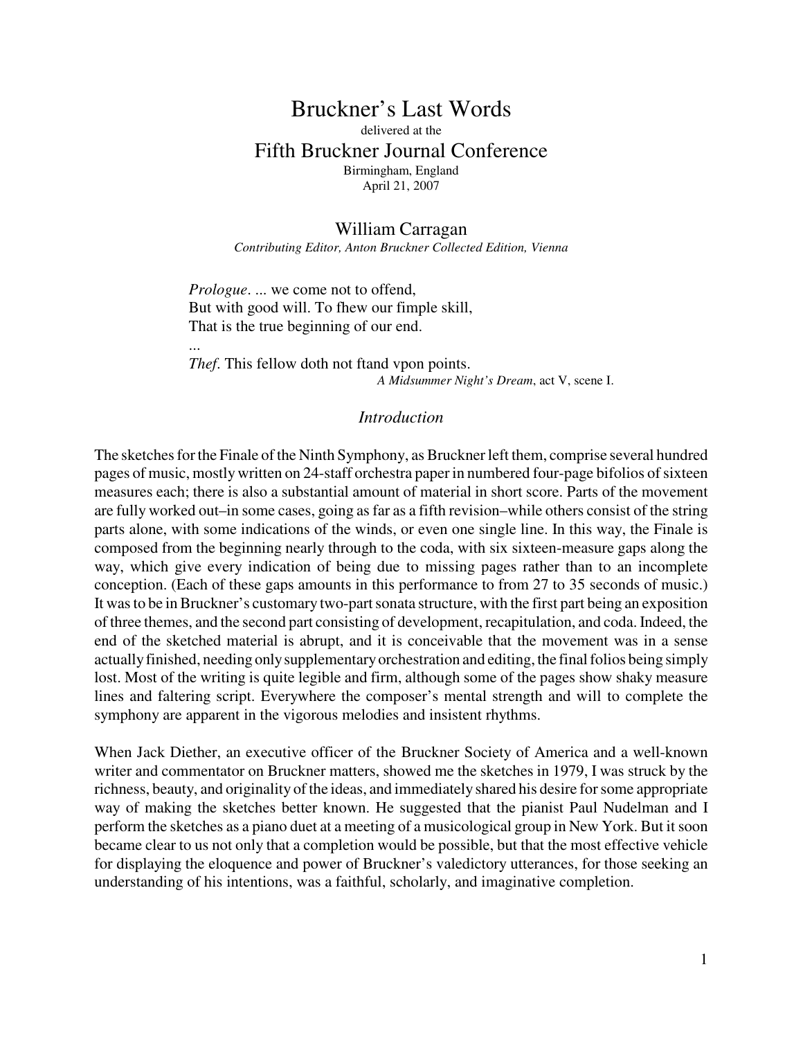# Bruckner's Last Words

delivered at the

## Fifth Bruckner Journal Conference

Birmingham, England
April 21, 2007

### William Carragan

*Contributing Editor, Anton Bruckner Collected Edition, Vienna*

> *Prologue*. ... we come not to offend,
> But with good will. To ſhew our ſimple skill,
> That is the true beginning of our end.
> ...
> *Theſ*. This fellow doth not ſtand vpon points.
>
> *A Midsummer Night's Dream*, act V, scene I.

### *Introduction*

The sketches for the Finale of the Ninth Symphony, as Bruckner left them, comprise several hundred pages of music, mostly written on 24-staff orchestra paper in numbered four-page bifolios of sixteen measures each; there is also a substantial amount of material in short score. Parts of the movement are fully worked out–in some cases, going as far as a fifth revision–while others consist of the string parts alone, with some indications of the winds, or even one single line. In this way, the Finale is composed from the beginning nearly through to the coda, with six sixteen-measure gaps along the way, which give every indication of being due to missing pages rather than to an incomplete conception. (Each of these gaps amounts in this performance to from 27 to 35 seconds of music.) It was to be in Bruckner's customary two-part sonata structure, with the first part being an exposition of three themes, and the second part consisting of development, recapitulation, and coda. Indeed, the end of the sketched material is abrupt, and it is conceivable that the movement was in a sense actually finished, needing only supplementary orchestration and editing, the final folios being simply lost. Most of the writing is quite legible and firm, although some of the pages show shaky measure lines and faltering script. Everywhere the composer's mental strength and will to complete the symphony are apparent in the vigorous melodies and insistent rhythms.

When Jack Diether, an executive officer of the Bruckner Society of America and a well-known writer and commentator on Bruckner matters, showed me the sketches in 1979, I was struck by the richness, beauty, and originality of the ideas, and immediately shared his desire for some appropriate way of making the sketches better known. He suggested that the pianist Paul Nudelman and I perform the sketches as a piano duet at a meeting of a musicological group in New York. But it soon became clear to us not only that a completion would be possible, but that the most effective vehicle for displaying the eloquence and power of Bruckner's valedictory utterances, for those seeking an understanding of his intentions, was a faithful, scholarly, and imaginative completion.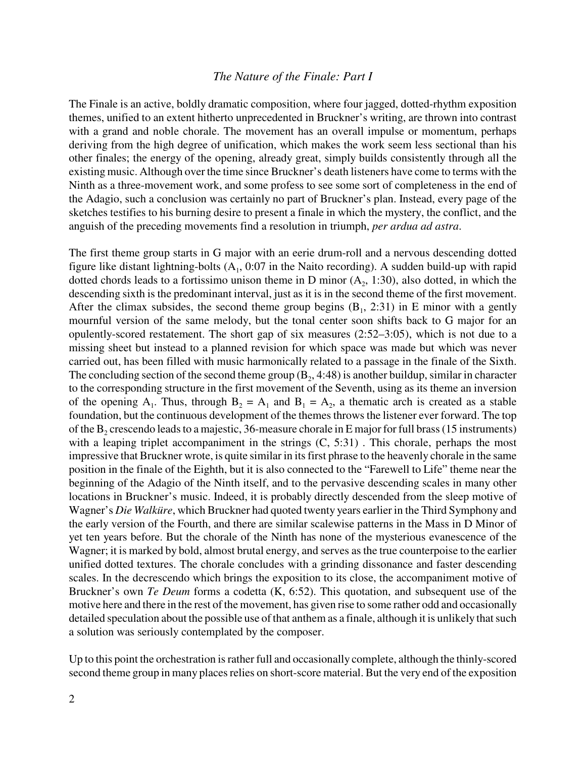## *The Nature of the Finale: Part I*

The Finale is an active, boldly dramatic composition, where four jagged, dotted-rhythm exposition themes, unified to an extent hitherto unprecedented in Bruckner's writing, are thrown into contrast with a grand and noble chorale. The movement has an overall impulse or momentum, perhaps deriving from the high degree of unification, which makes the work seem less sectional than his other finales; the energy of the opening, already great, simply builds consistently through all the existing music. Although over the time since Bruckner's death listeners have come to terms with the Ninth as a three-movement work, and some profess to see some sort of completeness in the end of the Adagio, such a conclusion was certainly no part of Bruckner's plan. Instead, every page of the sketches testifies to his burning desire to present a finale in which the mystery, the conflict, and the anguish of the preceding movements find a resolution in triumph, *per ardua ad astra*.

The first theme group starts in G major with an eerie drum-roll and a nervous descending dotted figure like distant lightning-bolts ($A_1$, 0:07 in the Naito recording). A sudden build-up with rapid dotted chords leads to a fortissimo unison theme in D minor ($A_2$, 1:30), also dotted, in which the descending sixth is the predominant interval, just as it is in the second theme of the first movement. After the climax subsides, the second theme group begins ($B_1$, 2:31) in E minor with a gently mournful version of the same melody, but the tonal center soon shifts back to G major for an opulently-scored restatement. The short gap of six measures (2:52–3:05), which is not due to a missing sheet but instead to a planned revision for which space was made but which was never carried out, has been filled with music harmonically related to a passage in the finale of the Sixth. The concluding section of the second theme group ($B_2$, 4:48) is another buildup, similar in character to the corresponding structure in the first movement of the Seventh, using as its theme an inversion of the opening $A_1$. Thus, through $B_2 = A_1$ and $B_1 = A_2$, a thematic arch is created as a stable foundation, but the continuous development of the themes throws the listener ever forward. The top of the $B_2$ crescendo leads to a majestic, 36-measure chorale in E major for full brass (15 instruments) with a leaping triplet accompaniment in the strings (C, 5:31) . This chorale, perhaps the most impressive that Bruckner wrote, is quite similar in its first phrase to the heavenly chorale in the same position in the finale of the Eighth, but it is also connected to the "Farewell to Life" theme near the beginning of the Adagio of the Ninth itself, and to the pervasive descending scales in many other locations in Bruckner's music. Indeed, it is probably directly descended from the sleep motive of Wagner's *Die Walküre*, which Bruckner had quoted twenty years earlier in the Third Symphony and the early version of the Fourth, and there are similar scalewise patterns in the Mass in D Minor of yet ten years before. But the chorale of the Ninth has none of the mysterious evanescence of the Wagner; it is marked by bold, almost brutal energy, and serves as the true counterpoise to the earlier unified dotted textures. The chorale concludes with a grinding dissonance and faster descending scales. In the decrescendo which brings the exposition to its close, the accompaniment motive of Bruckner's own *Te Deum* forms a codetta (K, 6:52). This quotation, and subsequent use of the motive here and there in the rest of the movement, has given rise to some rather odd and occasionally detailed speculation about the possible use of that anthem as a finale, although it is unlikely that such a solution was seriously contemplated by the composer.

Up to this point the orchestration is rather full and occasionally complete, although the thinly-scored second theme group in many places relies on short-score material. But the very end of the exposition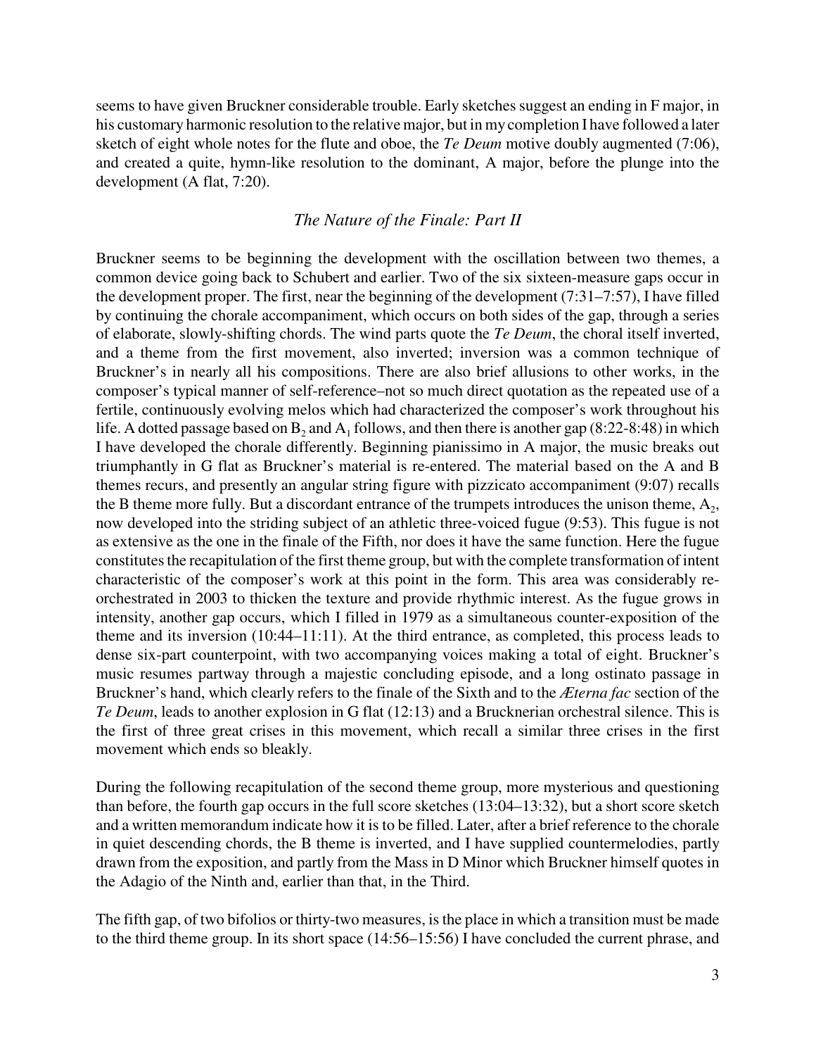seems to have given Bruckner considerable trouble. Early sketches suggest an ending in F major, in his customary harmonic resolution to the relative major, but in my completion I have followed a later sketch of eight whole notes for the flute and oboe, the *Te Deum* motive doubly augmented (7:06), and created a quite, hymn-like resolution to the dominant, A major, before the plunge into the development (A flat, 7:20).

## *The Nature of the Finale: Part II*

Bruckner seems to be beginning the development with the oscillation between two themes, a common device going back to Schubert and earlier. Two of the six sixteen-measure gaps occur in the development proper. The first, near the beginning of the development (7:31–7:57), I have filled by continuing the chorale accompaniment, which occurs on both sides of the gap, through a series of elaborate, slowly-shifting chords. The wind parts quote the *Te Deum*, the choral itself inverted, and a theme from the first movement, also inverted; inversion was a common technique of Bruckner's in nearly all his compositions. There are also brief allusions to other works, in the composer's typical manner of self-reference–not so much direct quotation as the repeated use of a fertile, continuously evolving melos which had characterized the composer's work throughout his life. A dotted passage based on $B_2$ and $A_1$ follows, and then there is another gap (8:22-8:48) in which I have developed the chorale differently. Beginning pianissimo in A major, the music breaks out triumphantly in G flat as Bruckner's material is re-entered. The material based on the A and B themes recurs, and presently an angular string figure with pizzicato accompaniment (9:07) recalls the B theme more fully. But a discordant entrance of the trumpets introduces the unison theme, $A_2$, now developed into the striding subject of an athletic three-voiced fugue (9:53). This fugue is not as extensive as the one in the finale of the Fifth, nor does it have the same function. Here the fugue constitutes the recapitulation of the first theme group, but with the complete transformation of intent characteristic of the composer's work at this point in the form. This area was considerably re-orchestrated in 2003 to thicken the texture and provide rhythmic interest. As the fugue grows in intensity, another gap occurs, which I filled in 1979 as a simultaneous counter-exposition of the theme and its inversion (10:44–11:11). At the third entrance, as completed, this process leads to dense six-part counterpoint, with two accompanying voices making a total of eight. Bruckner's music resumes partway through a majestic concluding episode, and a long ostinato passage in Bruckner's hand, which clearly refers to the finale of the Sixth and to the *Æterna fac* section of the *Te Deum*, leads to another explosion in G flat (12:13) and a Brucknerian orchestral silence. This is the first of three great crises in this movement, which recall a similar three crises in the first movement which ends so bleakly.

During the following recapitulation of the second theme group, more mysterious and questioning than before, the fourth gap occurs in the full score sketches (13:04–13:32), but a short score sketch and a written memorandum indicate how it is to be filled. Later, after a brief reference to the chorale in quiet descending chords, the B theme is inverted, and I have supplied countermelodies, partly drawn from the exposition, and partly from the Mass in D Minor which Bruckner himself quotes in the Adagio of the Ninth and, earlier than that, in the Third.

The fifth gap, of two bifolios or thirty-two measures, is the place in which a transition must be made to the third theme group. In its short space (14:56–15:56) I have concluded the current phrase, and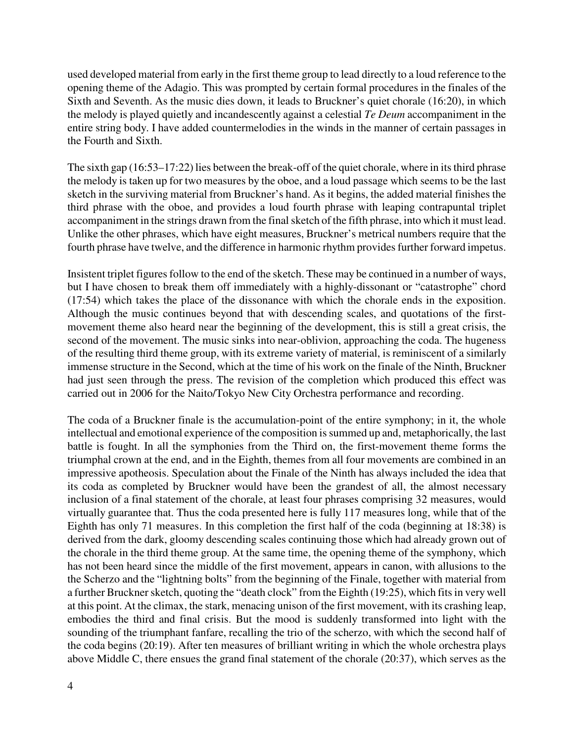used developed material from early in the first theme group to lead directly to a loud reference to the opening theme of the Adagio. This was prompted by certain formal procedures in the finales of the Sixth and Seventh. As the music dies down, it leads to Bruckner's quiet chorale (16:20), in which the melody is played quietly and incandescently against a celestial *Te Deum* accompaniment in the entire string body. I have added countermelodies in the winds in the manner of certain passages in the Fourth and Sixth.

The sixth gap (16:53–17:22) lies between the break-off of the quiet chorale, where in its third phrase the melody is taken up for two measures by the oboe, and a loud passage which seems to be the last sketch in the surviving material from Bruckner's hand. As it begins, the added material finishes the third phrase with the oboe, and provides a loud fourth phrase with leaping contrapuntal triplet accompaniment in the strings drawn from the final sketch of the fifth phrase, into which it must lead. Unlike the other phrases, which have eight measures, Bruckner's metrical numbers require that the fourth phrase have twelve, and the difference in harmonic rhythm provides further forward impetus.

Insistent triplet figures follow to the end of the sketch. These may be continued in a number of ways, but I have chosen to break them off immediately with a highly-dissonant or "catastrophe" chord (17:54) which takes the place of the dissonance with which the chorale ends in the exposition. Although the music continues beyond that with descending scales, and quotations of the first-movement theme also heard near the beginning of the development, this is still a great crisis, the second of the movement. The music sinks into near-oblivion, approaching the coda. The hugeness of the resulting third theme group, with its extreme variety of material, is reminiscent of a similarly immense structure in the Second, which at the time of his work on the finale of the Ninth, Bruckner had just seen through the press. The revision of the completion which produced this effect was carried out in 2006 for the Naito/Tokyo New City Orchestra performance and recording.

The coda of a Bruckner finale is the accumulation-point of the entire symphony; in it, the whole intellectual and emotional experience of the composition is summed up and, metaphorically, the last battle is fought. In all the symphonies from the Third on, the first-movement theme forms the triumphal crown at the end, and in the Eighth, themes from all four movements are combined in an impressive apotheosis. Speculation about the Finale of the Ninth has always included the idea that its coda as completed by Bruckner would have been the grandest of all, the almost necessary inclusion of a final statement of the chorale, at least four phrases comprising 32 measures, would virtually guarantee that. Thus the coda presented here is fully 117 measures long, while that of the Eighth has only 71 measures. In this completion the first half of the coda (beginning at 18:38) is derived from the dark, gloomy descending scales continuing those which had already grown out of the chorale in the third theme group. At the same time, the opening theme of the symphony, which has not been heard since the middle of the first movement, appears in canon, with allusions to the the Scherzo and the "lightning bolts" from the beginning of the Finale, together with material from a further Bruckner sketch, quoting the "death clock" from the Eighth (19:25), which fits in very well at this point. At the climax, the stark, menacing unison of the first movement, with its crashing leap, embodies the third and final crisis. But the mood is suddenly transformed into light with the sounding of the triumphant fanfare, recalling the trio of the scherzo, with which the second half of the coda begins (20:19). After ten measures of brilliant writing in which the whole orchestra plays above Middle C, there ensues the grand final statement of the chorale (20:37), which serves as the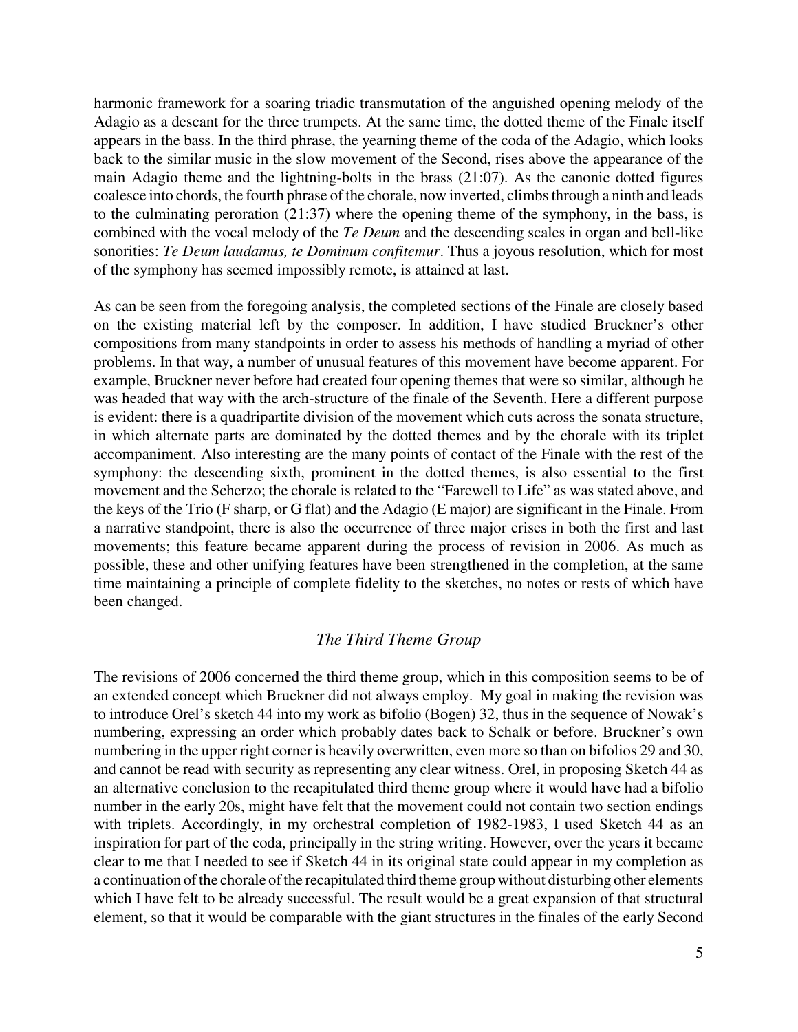harmonic framework for a soaring triadic transmutation of the anguished opening melody of the Adagio as a descant for the three trumpets. At the same time, the dotted theme of the Finale itself appears in the bass. In the third phrase, the yearning theme of the coda of the Adagio, which looks back to the similar music in the slow movement of the Second, rises above the appearance of the main Adagio theme and the lightning-bolts in the brass (21:07). As the canonic dotted figures coalesce into chords, the fourth phrase of the chorale, now inverted, climbs through a ninth and leads to the culminating peroration (21:37) where the opening theme of the symphony, in the bass, is combined with the vocal melody of the *Te Deum* and the descending scales in organ and bell-like sonorities: *Te Deum laudamus, te Dominum confitemur*. Thus a joyous resolution, which for most of the symphony has seemed impossibly remote, is attained at last.

As can be seen from the foregoing analysis, the completed sections of the Finale are closely based on the existing material left by the composer. In addition, I have studied Bruckner's other compositions from many standpoints in order to assess his methods of handling a myriad of other problems. In that way, a number of unusual features of this movement have become apparent. For example, Bruckner never before had created four opening themes that were so similar, although he was headed that way with the arch-structure of the finale of the Seventh. Here a different purpose is evident: there is a quadripartite division of the movement which cuts across the sonata structure, in which alternate parts are dominated by the dotted themes and by the chorale with its triplet accompaniment. Also interesting are the many points of contact of the Finale with the rest of the symphony: the descending sixth, prominent in the dotted themes, is also essential to the first movement and the Scherzo; the chorale is related to the "Farewell to Life" as was stated above, and the keys of the Trio (F sharp, or G flat) and the Adagio (E major) are significant in the Finale. From a narrative standpoint, there is also the occurrence of three major crises in both the first and last movements; this feature became apparent during the process of revision in 2006. As much as possible, these and other unifying features have been strengthened in the completion, at the same time maintaining a principle of complete fidelity to the sketches, no notes or rests of which have been changed.

## *The Third Theme Group*

The revisions of 2006 concerned the third theme group, which in this composition seems to be of an extended concept which Bruckner did not always employ. My goal in making the revision was to introduce Orel's sketch 44 into my work as bifolio (Bogen) 32, thus in the sequence of Nowak's numbering, expressing an order which probably dates back to Schalk or before. Bruckner's own numbering in the upper right corner is heavily overwritten, even more so than on bifolios 29 and 30, and cannot be read with security as representing any clear witness. Orel, in proposing Sketch 44 as an alternative conclusion to the recapitulated third theme group where it would have had a bifolio number in the early 20s, might have felt that the movement could not contain two section endings with triplets. Accordingly, in my orchestral completion of 1982-1983, I used Sketch 44 as an inspiration for part of the coda, principally in the string writing. However, over the years it became clear to me that I needed to see if Sketch 44 in its original state could appear in my completion as a continuation of the chorale of the recapitulated third theme group without disturbing other elements which I have felt to be already successful. The result would be a great expansion of that structural element, so that it would be comparable with the giant structures in the finales of the early Second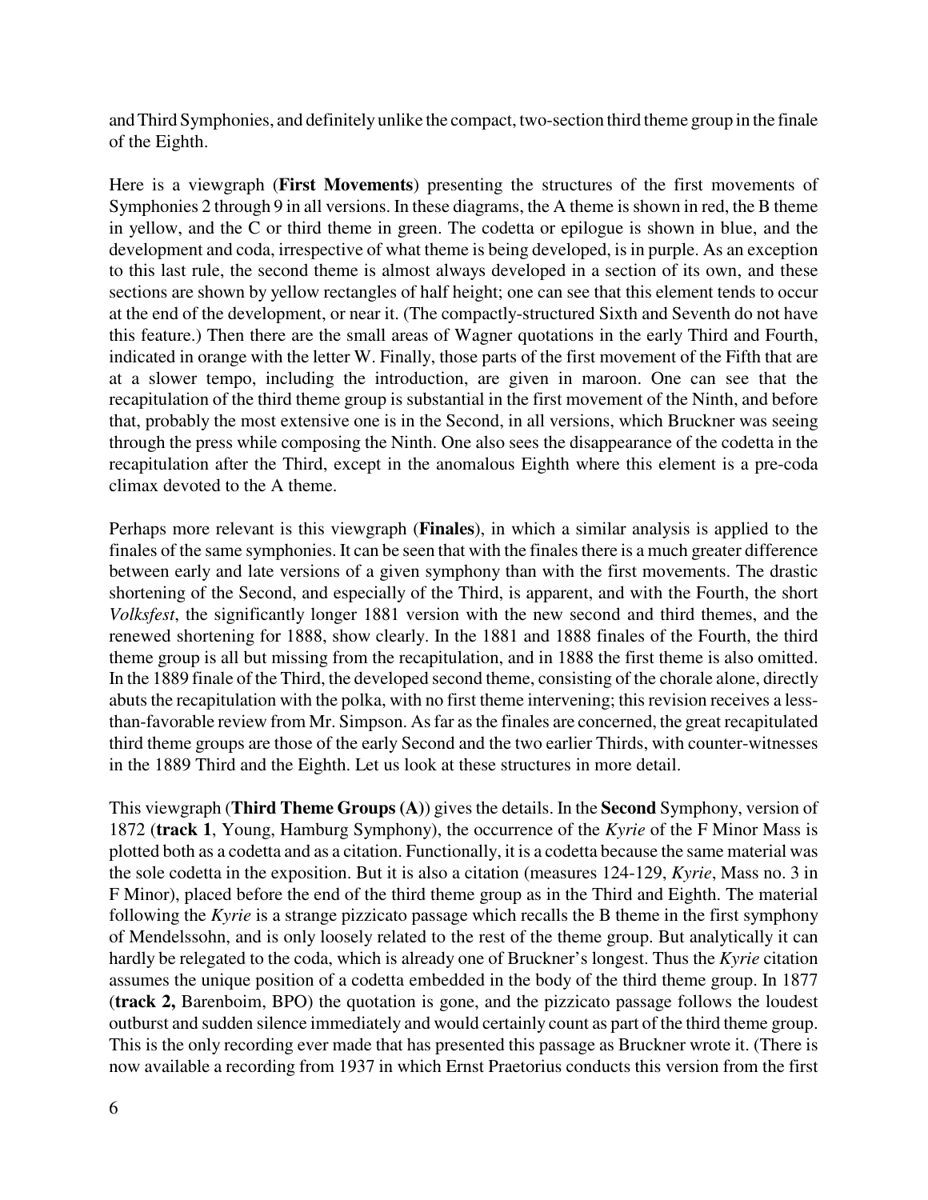and Third Symphonies, and definitely unlike the compact, two-section third theme group in the finale of the Eighth.

Here is a viewgraph (**First Movements**) presenting the structures of the first movements of Symphonies 2 through 9 in all versions. In these diagrams, the A theme is shown in red, the B theme in yellow, and the C or third theme in green. The codetta or epilogue is shown in blue, and the development and coda, irrespective of what theme is being developed, is in purple. As an exception to this last rule, the second theme is almost always developed in a section of its own, and these sections are shown by yellow rectangles of half height; one can see that this element tends to occur at the end of the development, or near it. (The compactly-structured Sixth and Seventh do not have this feature.) Then there are the small areas of Wagner quotations in the early Third and Fourth, indicated in orange with the letter W. Finally, those parts of the first movement of the Fifth that are at a slower tempo, including the introduction, are given in maroon. One can see that the recapitulation of the third theme group is substantial in the first movement of the Ninth, and before that, probably the most extensive one is in the Second, in all versions, which Bruckner was seeing through the press while composing the Ninth. One also sees the disappearance of the codetta in the recapitulation after the Third, except in the anomalous Eighth where this element is a pre-coda climax devoted to the A theme.

Perhaps more relevant is this viewgraph (**Finales**), in which a similar analysis is applied to the finales of the same symphonies. It can be seen that with the finales there is a much greater difference between early and late versions of a given symphony than with the first movements. The drastic shortening of the Second, and especially of the Third, is apparent, and with the Fourth, the short *Volksfest*, the significantly longer 1881 version with the new second and third themes, and the renewed shortening for 1888, show clearly. In the 1881 and 1888 finales of the Fourth, the third theme group is all but missing from the recapitulation, and in 1888 the first theme is also omitted. In the 1889 finale of the Third, the developed second theme, consisting of the chorale alone, directly abuts the recapitulation with the polka, with no first theme intervening; this revision receives a less-than-favorable review from Mr. Simpson. As far as the finales are concerned, the great recapitulated third theme groups are those of the early Second and the two earlier Thirds, with counter-witnesses in the 1889 Third and the Eighth. Let us look at these structures in more detail.

This viewgraph (**Third Theme Groups (A)**) gives the details. In the **Second** Symphony, version of 1872 (**track 1**, Young, Hamburg Symphony), the occurrence of the *Kyrie* of the F Minor Mass is plotted both as a codetta and as a citation. Functionally, it is a codetta because the same material was the sole codetta in the exposition. But it is also a citation (measures 124-129, *Kyrie*, Mass no. 3 in F Minor), placed before the end of the third theme group as in the Third and Eighth. The material following the *Kyrie* is a strange pizzicato passage which recalls the B theme in the first symphony of Mendelssohn, and is only loosely related to the rest of the theme group. But analytically it can hardly be relegated to the coda, which is already one of Bruckner's longest. Thus the *Kyrie* citation assumes the unique position of a codetta embedded in the body of the third theme group. In 1877 (**track 2,** Barenboim, BPO) the quotation is gone, and the pizzicato passage follows the loudest outburst and sudden silence immediately and would certainly count as part of the third theme group. This is the only recording ever made that has presented this passage as Bruckner wrote it. (There is now available a recording from 1937 in which Ernst Praetorius conducts this version from the first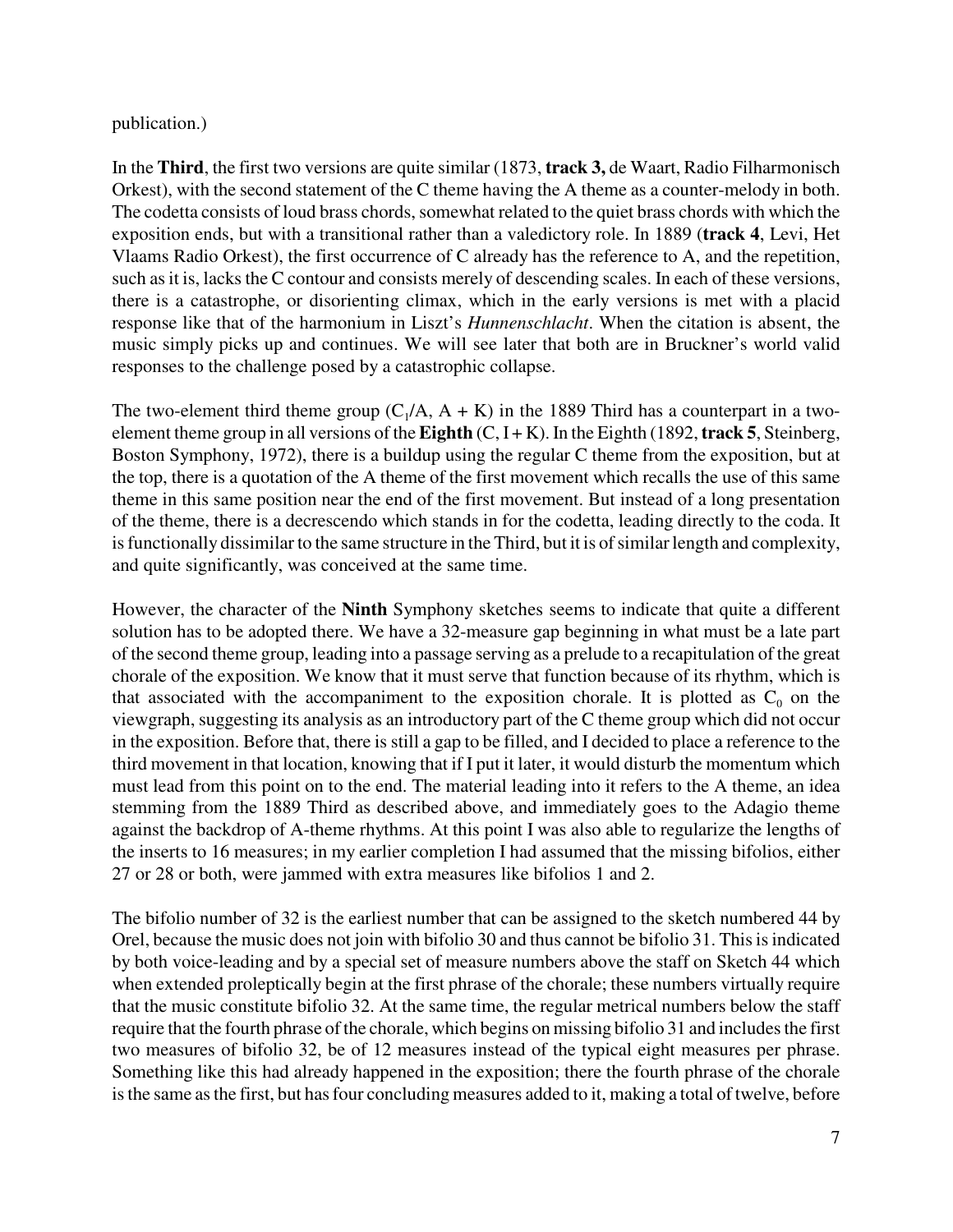publication.)

In the **Third**, the first two versions are quite similar (1873, **track 3,** de Waart, Radio Filharmonisch Orkest), with the second statement of the C theme having the A theme as a counter-melody in both. The codetta consists of loud brass chords, somewhat related to the quiet brass chords with which the exposition ends, but with a transitional rather than a valedictory role. In 1889 (**track 4**, Levi, Het Vlaams Radio Orkest), the first occurrence of C already has the reference to A, and the repetition, such as it is, lacks the C contour and consists merely of descending scales. In each of these versions, there is a catastrophe, or disorienting climax, which in the early versions is met with a placid response like that of the harmonium in Liszt's *Hunnenschlacht*. When the citation is absent, the music simply picks up and continues. We will see later that both are in Bruckner's world valid responses to the challenge posed by a catastrophic collapse.

The two-element third theme group ($C_1$/A, A + K) in the 1889 Third has a counterpart in a two-element theme group in all versions of the **Eighth** (C, I + K). In the Eighth (1892, **track 5**, Steinberg, Boston Symphony, 1972), there is a buildup using the regular C theme from the exposition, but at the top, there is a quotation of the A theme of the first movement which recalls the use of this same theme in this same position near the end of the first movement. But instead of a long presentation of the theme, there is a decrescendo which stands in for the codetta, leading directly to the coda. It is functionally dissimilar to the same structure in the Third, but it is of similar length and complexity, and quite significantly, was conceived at the same time.

However, the character of the **Ninth** Symphony sketches seems to indicate that quite a different solution has to be adopted there. We have a 32-measure gap beginning in what must be a late part of the second theme group, leading into a passage serving as a prelude to a recapitulation of the great chorale of the exposition. We know that it must serve that function because of its rhythm, which is that associated with the accompaniment to the exposition chorale. It is plotted as $C_0$ on the viewgraph, suggesting its analysis as an introductory part of the C theme group which did not occur in the exposition. Before that, there is still a gap to be filled, and I decided to place a reference to the third movement in that location, knowing that if I put it later, it would disturb the momentum which must lead from this point on to the end. The material leading into it refers to the A theme, an idea stemming from the 1889 Third as described above, and immediately goes to the Adagio theme against the backdrop of A-theme rhythms. At this point I was also able to regularize the lengths of the inserts to 16 measures; in my earlier completion I had assumed that the missing bifolios, either 27 or 28 or both, were jammed with extra measures like bifolios 1 and 2.

The bifolio number of 32 is the earliest number that can be assigned to the sketch numbered 44 by Orel, because the music does not join with bifolio 30 and thus cannot be bifolio 31. This is indicated by both voice-leading and by a special set of measure numbers above the staff on Sketch 44 which when extended proleptically begin at the first phrase of the chorale; these numbers virtually require that the music constitute bifolio 32. At the same time, the regular metrical numbers below the staff require that the fourth phrase of the chorale, which begins on missing bifolio 31 and includes the first two measures of bifolio 32, be of 12 measures instead of the typical eight measures per phrase. Something like this had already happened in the exposition; there the fourth phrase of the chorale is the same as the first, but has four concluding measures added to it, making a total of twelve, before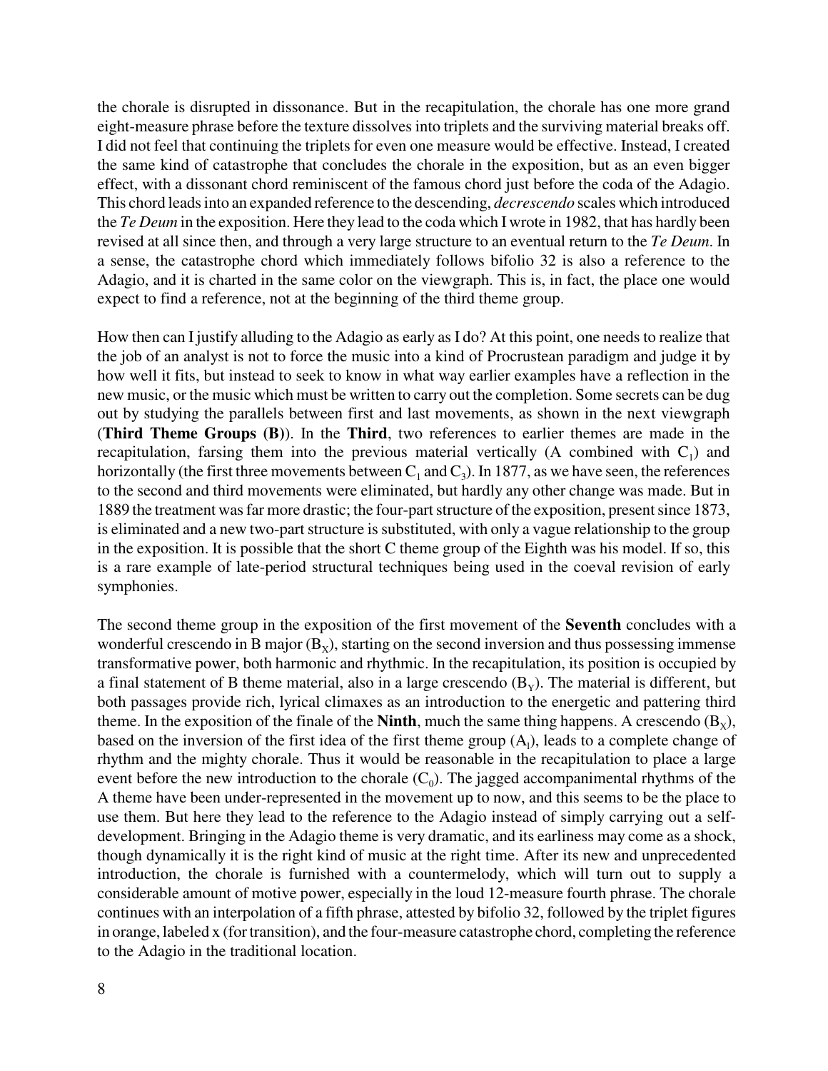the chorale is disrupted in dissonance. But in the recapitulation, the chorale has one more grand eight-measure phrase before the texture dissolves into triplets and the surviving material breaks off. I did not feel that continuing the triplets for even one measure would be effective. Instead, I created the same kind of catastrophe that concludes the chorale in the exposition, but as an even bigger effect, with a dissonant chord reminiscent of the famous chord just before the coda of the Adagio. This chord leads into an expanded reference to the descending, *decrescendo* scales which introduced the *Te Deum* in the exposition. Here they lead to the coda which I wrote in 1982, that has hardly been revised at all since then, and through a very large structure to an eventual return to the *Te Deum*. In a sense, the catastrophe chord which immediately follows bifolio 32 is also a reference to the Adagio, and it is charted in the same color on the viewgraph. This is, in fact, the place one would expect to find a reference, not at the beginning of the third theme group.

How then can I justify alluding to the Adagio as early as I do? At this point, one needs to realize that the job of an analyst is not to force the music into a kind of Procrustean paradigm and judge it by how well it fits, but instead to seek to know in what way earlier examples have a reflection in the new music, or the music which must be written to carry out the completion. Some secrets can be dug out by studying the parallels between first and last movements, as shown in the next viewgraph (**Third Theme Groups (B)**). In the **Third**, two references to earlier themes are made in the recapitulation, farsing them into the previous material vertically (A combined with $C_1$) and horizontally (the first three movements between $C_1$ and $C_3$). In 1877, as we have seen, the references to the second and third movements were eliminated, but hardly any other change was made. But in 1889 the treatment was far more drastic; the four-part structure of the exposition, present since 1873, is eliminated and a new two-part structure is substituted, with only a vague relationship to the group in the exposition. It is possible that the short C theme group of the Eighth was his model. If so, this is a rare example of late-period structural techniques being used in the coeval revision of early symphonies.

The second theme group in the exposition of the first movement of the **Seventh** concludes with a wonderful crescendo in B major ($B_X$), starting on the second inversion and thus possessing immense transformative power, both harmonic and rhythmic. In the recapitulation, its position is occupied by a final statement of B theme material, also in a large crescendo ($B_Y$). The material is different, but both passages provide rich, lyrical climaxes as an introduction to the energetic and pattering third theme. In the exposition of the finale of the **Ninth**, much the same thing happens. A crescendo ($B_X$), based on the inversion of the first idea of the first theme group ($A_1$), leads to a complete change of rhythm and the mighty chorale. Thus it would be reasonable in the recapitulation to place a large event before the new introduction to the chorale ($C_0$). The jagged accompanimental rhythms of the A theme have been under-represented in the movement up to now, and this seems to be the place to use them. But here they lead to the reference to the Adagio instead of simply carrying out a self-development. Bringing in the Adagio theme is very dramatic, and its earliness may come as a shock, though dynamically it is the right kind of music at the right time. After its new and unprecedented introduction, the chorale is furnished with a countermelody, which will turn out to supply a considerable amount of motive power, especially in the loud 12-measure fourth phrase. The chorale continues with an interpolation of a fifth phrase, attested by bifolio 32, followed by the triplet figures in orange, labeled x (for transition), and the four-measure catastrophe chord, completing the reference to the Adagio in the traditional location.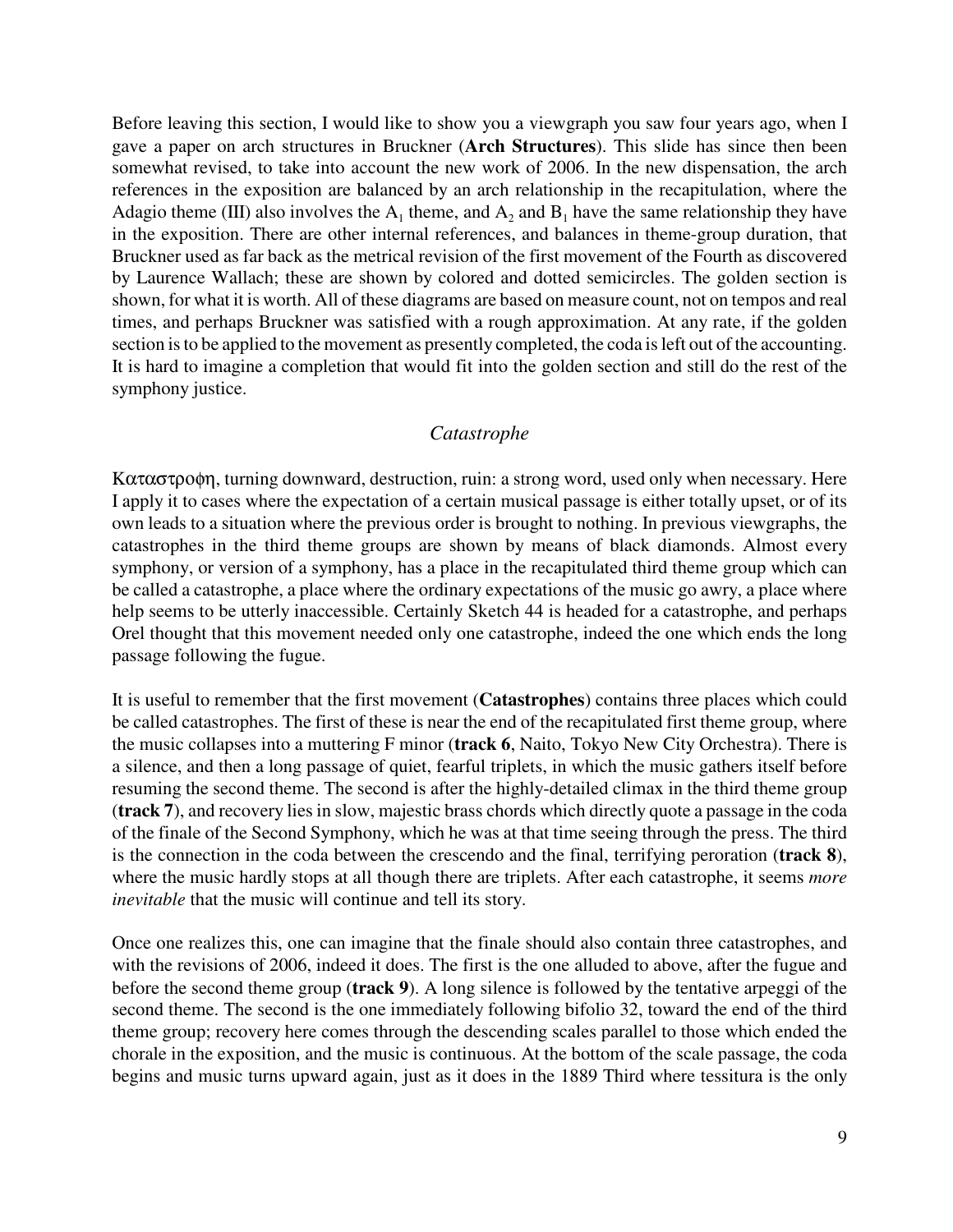Before leaving this section, I would like to show you a viewgraph you saw four years ago, when I gave a paper on arch structures in Bruckner (**Arch Structures**). This slide has since then been somewhat revised, to take into account the new work of 2006. In the new dispensation, the arch references in the exposition are balanced by an arch relationship in the recapitulation, where the Adagio theme (III) also involves the $A_1$ theme, and $A_2$ and $B_1$ have the same relationship they have in the exposition. There are other internal references, and balances in theme-group duration, that Bruckner used as far back as the metrical revision of the first movement of the Fourth as discovered by Laurence Wallach; these are shown by colored and dotted semicircles. The golden section is shown, for what it is worth. All of these diagrams are based on measure count, not on tempos and real times, and perhaps Bruckner was satisfied with a rough approximation. At any rate, if the golden section is to be applied to the movement as presently completed, the coda is left out of the accounting. It is hard to imagine a completion that would fit into the golden section and still do the rest of the symphony justice.

## *Catastrophe*

Καταστροφη, turning downward, destruction, ruin: a strong word, used only when necessary. Here I apply it to cases where the expectation of a certain musical passage is either totally upset, or of its own leads to a situation where the previous order is brought to nothing. In previous viewgraphs, the catastrophes in the third theme groups are shown by means of black diamonds. Almost every symphony, or version of a symphony, has a place in the recapitulated third theme group which can be called a catastrophe, a place where the ordinary expectations of the music go awry, a place where help seems to be utterly inaccessible. Certainly Sketch 44 is headed for a catastrophe, and perhaps Orel thought that this movement needed only one catastrophe, indeed the one which ends the long passage following the fugue.

It is useful to remember that the first movement (**Catastrophes**) contains three places which could be called catastrophes. The first of these is near the end of the recapitulated first theme group, where the music collapses into a muttering F minor (**track 6**, Naito, Tokyo New City Orchestra). There is a silence, and then a long passage of quiet, fearful triplets, in which the music gathers itself before resuming the second theme. The second is after the highly-detailed climax in the third theme group (**track 7**), and recovery lies in slow, majestic brass chords which directly quote a passage in the coda of the finale of the Second Symphony, which he was at that time seeing through the press. The third is the connection in the coda between the crescendo and the final, terrifying peroration (**track 8**), where the music hardly stops at all though there are triplets. After each catastrophe, it seems *more inevitable* that the music will continue and tell its story.

Once one realizes this, one can imagine that the finale should also contain three catastrophes, and with the revisions of 2006, indeed it does. The first is the one alluded to above, after the fugue and before the second theme group (**track 9**). A long silence is followed by the tentative arpeggi of the second theme. The second is the one immediately following bifolio 32, toward the end of the third theme group; recovery here comes through the descending scales parallel to those which ended the chorale in the exposition, and the music is continuous. At the bottom of the scale passage, the coda begins and music turns upward again, just as it does in the 1889 Third where tessitura is the only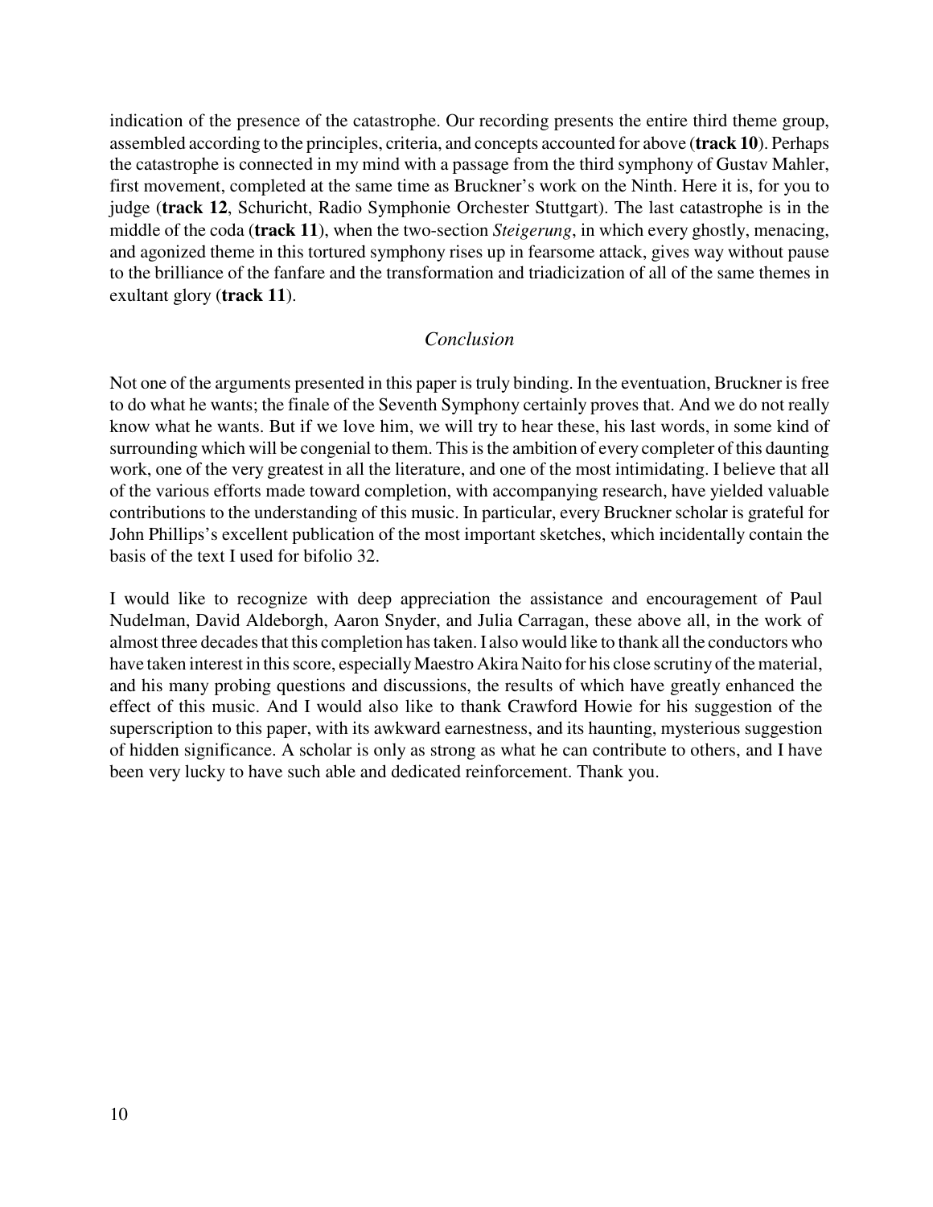indication of the presence of the catastrophe. Our recording presents the entire third theme group, assembled according to the principles, criteria, and concepts accounted for above (**track 10**). Perhaps the catastrophe is connected in my mind with a passage from the third symphony of Gustav Mahler, first movement, completed at the same time as Bruckner's work on the Ninth. Here it is, for you to judge (**track 12**, Schuricht, Radio Symphonie Orchester Stuttgart). The last catastrophe is in the middle of the coda (**track 11**), when the two-section *Steigerung*, in which every ghostly, menacing, and agonized theme in this tortured symphony rises up in fearsome attack, gives way without pause to the brilliance of the fanfare and the transformation and triadicization of all of the same themes in exultant glory (**track 11**).

## *Conclusion*

Not one of the arguments presented in this paper is truly binding. In the eventuation, Bruckner is free to do what he wants; the finale of the Seventh Symphony certainly proves that. And we do not really know what he wants. But if we love him, we will try to hear these, his last words, in some kind of surrounding which will be congenial to them. This is the ambition of every completer of this daunting work, one of the very greatest in all the literature, and one of the most intimidating. I believe that all of the various efforts made toward completion, with accompanying research, have yielded valuable contributions to the understanding of this music. In particular, every Bruckner scholar is grateful for John Phillips's excellent publication of the most important sketches, which incidentally contain the basis of the text I used for bifolio 32.

I would like to recognize with deep appreciation the assistance and encouragement of Paul Nudelman, David Aldeborgh, Aaron Snyder, and Julia Carragan, these above all, in the work of almost three decades that this completion has taken. I also would like to thank all the conductors who have taken interest in this score, especially Maestro Akira Naito for his close scrutiny of the material, and his many probing questions and discussions, the results of which have greatly enhanced the effect of this music. And I would also like to thank Crawford Howie for his suggestion of the superscription to this paper, with its awkward earnestness, and its haunting, mysterious suggestion of hidden significance. A scholar is only as strong as what he can contribute to others, and I have been very lucky to have such able and dedicated reinforcement. Thank you.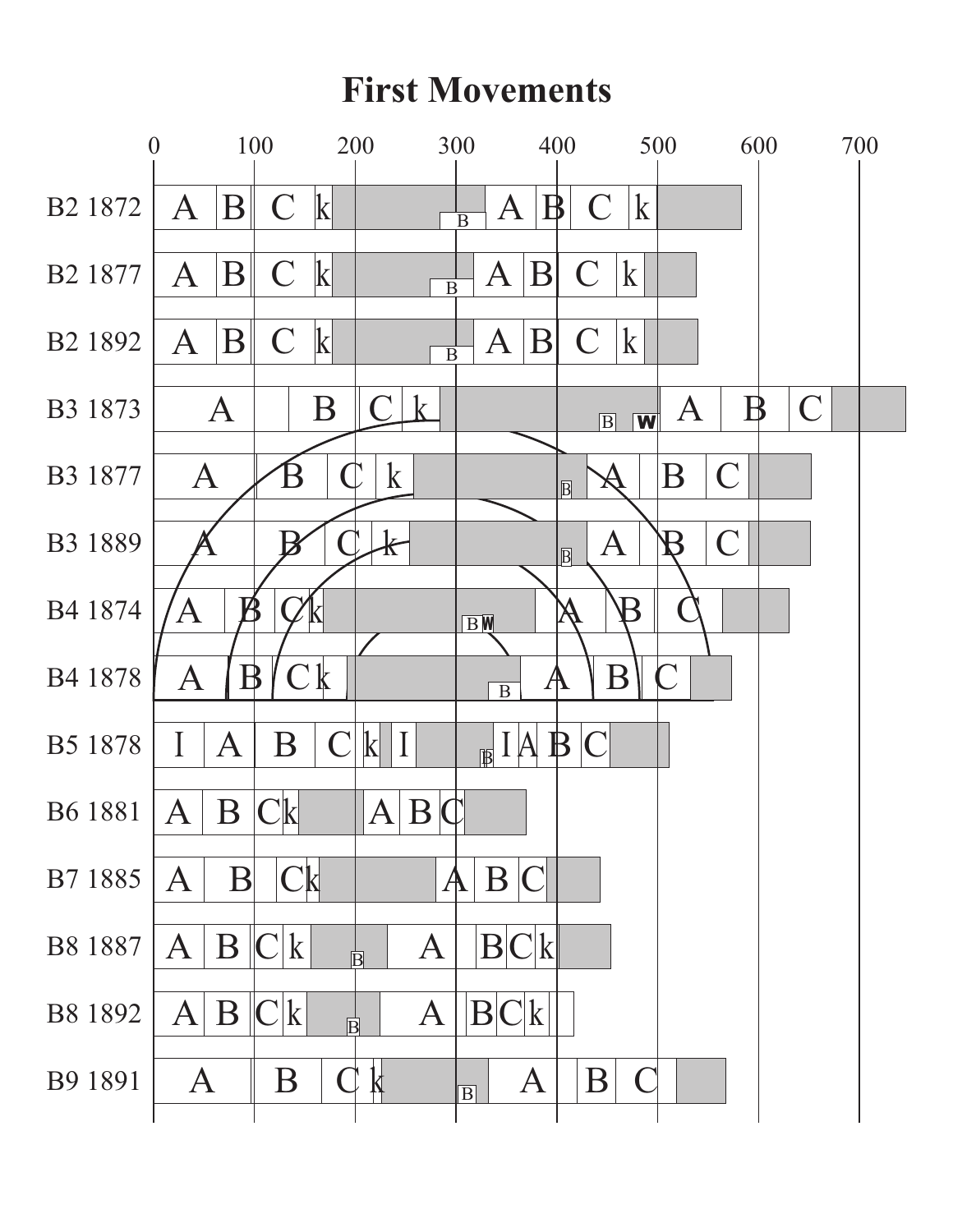# First Movements

0 100 200 300 400 500 600 700

B2 1872 — A B C k B A B C k

B2 1877 — A B C k B A B C k

B2 1892 — A B C k B A B C k

B3 1873 — A B C k B W A B C

B3 1877 — A B C k B A B C

B3 1889 — A B C k B A B C

B4 1874 — A B C k B W A B C

B4 1878 — A B C k B A B C

B5 1878 — I A B C k I B I A B C

B6 1881 — A B C k A B C

B7 1885 — A B C k A B C

B8 1887 — A B C k B A B C k

B8 1892 — A B C k B A B C k

B9 1891 — A B C k B A B C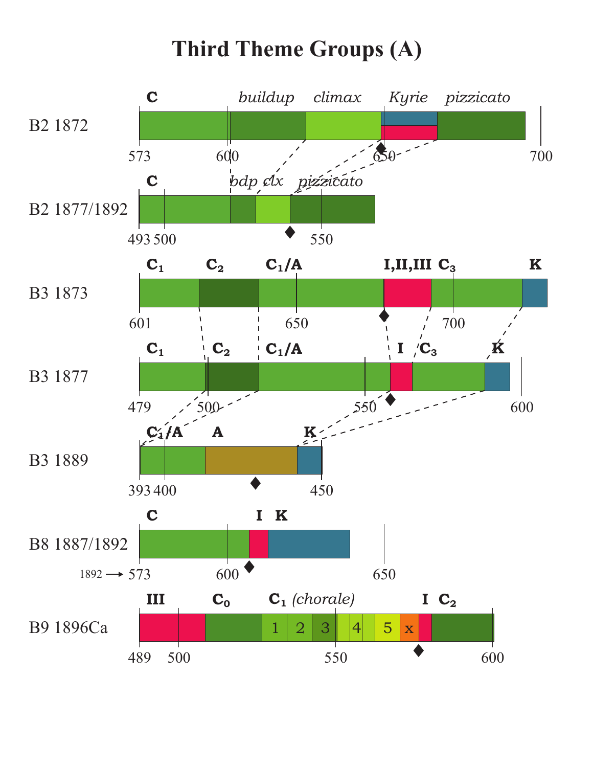# Third Theme Groups (A)

B2 1872

C — *buildup* — *climax* — *Kyrie* — *pizzicato*

573 — 600 — 650 — 700

B2 1877/1892

C — *bdp* — *clx* — *pizzicato*

493 500 — 550

B3 1873

$C_1$ — $C_2$ — $C_1$/A — I,II,III — $C_3$ — K

601 — 650 — 700

B3 1877

$C_1$ — $C_2$ — $C_1$/A — I — $C_3$ — K

479 — 500 — 550 — 600

B3 1889

$C_1$/A — A — K

393 400 — 450

B8 1887/1892

C — I — K

1892 → 573 — 600 — 650

B9 1896Ca

III — $C_0$ — $C_1$ *(chorale)* 1 2 3 4 5 x — I — $C_2$

489 — 500 — 550 — 600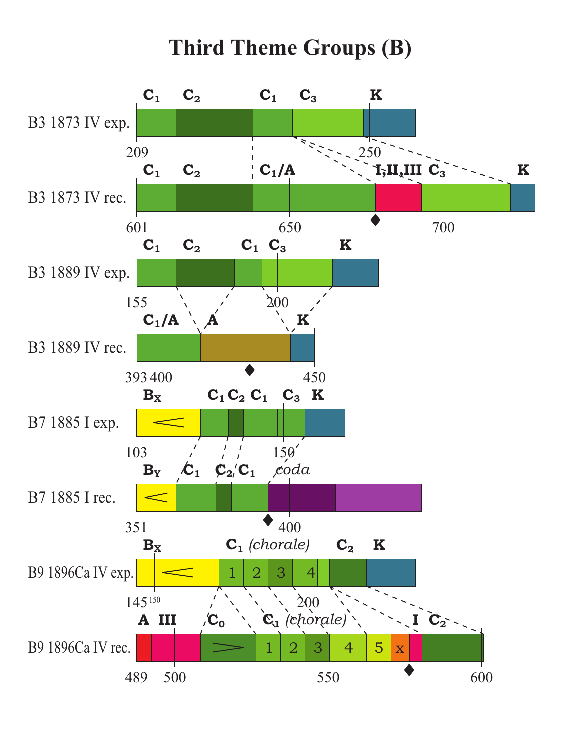# Third Theme Groups (B)

B3 1873 IV exp.
$C_1$ $C_2$ $C_1$ $C_3$ K
209 250

B3 1873 IV rec.
$C_1$ $C_2$ $C_1$/A I,II,III $C_3$ K
601 650 700

B3 1889 IV exp.
$C_1$ $C_2$ $C_1$ $C_3$ K
155 200

B3 1889 IV rec.
$C_1$/A A K
393 400 450

B7 1885 I exp.
$B_X$ $C_1$ $C_2$ $C_1$ $C_3$ K
103 150

B7 1885 I rec.
$B_Y$ $C_1$ $C_2$ $C_1$ *coda*
351 400

B9 1896Ca IV exp.
$B_X$ $C_1$ *(chorale)* $C_2$ K
1 2 3 4
145 150 200

B9 1896Ca IV rec.
A III $C_0$ $C_1$ *(chorale)* I $C_2$
1 2 3 4 5 x
489 500 550 600